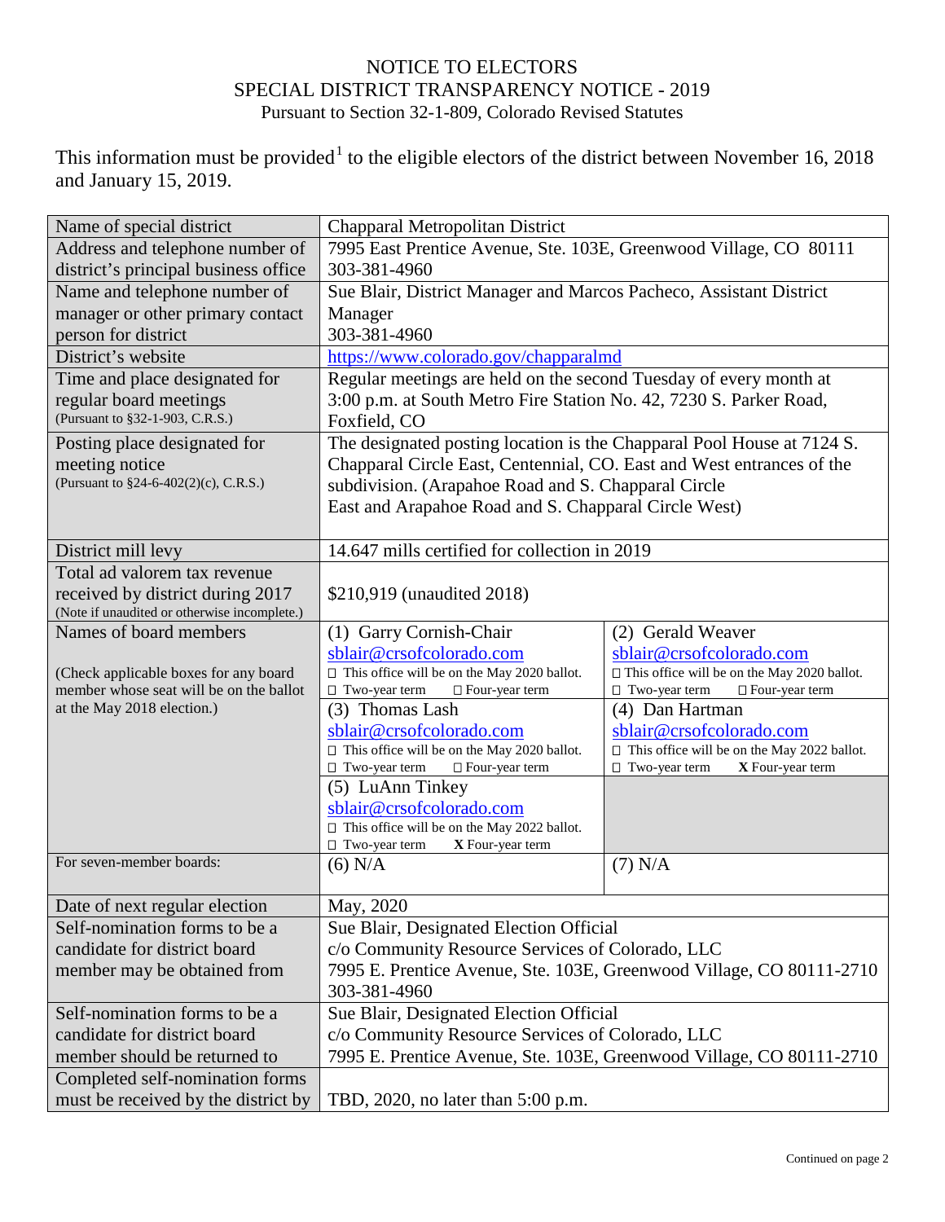# NOTICE TO ELECTORS
## SPECIAL DISTRICT TRANSPARENCY NOTICE - 2019
Pursuant to Section 32-1-809, Colorado Revised Statutes

This information must be provided[1] to the eligible electors of the district between November 16, 2018 and January 15, 2019.

| | | |
|---|---|---|
| Name of special district | Chapparal Metropolitan District | |
| Address and telephone number of district's principal business office | 7995 East Prentice Avenue, Ste. 103E, Greenwood Village, CO 80111<br>303-381-4960 | |
| Name and telephone number of manager or other primary contact person for district | Sue Blair, District Manager and Marcos Pacheco, Assistant District Manager<br>303-381-4960 | |
| District's website | https://www.colorado.gov/chapparalmd | |
| Time and place designated for regular board meetings (Pursuant to §32-1-903, C.R.S.) | Regular meetings are held on the second Tuesday of every month at 3:00 p.m. at South Metro Fire Station No. 42, 7230 S. Parker Road, Foxfield, CO | |
| Posting place designated for meeting notice (Pursuant to §24-6-402(2)(c), C.R.S.) | The designated posting location is the Chapparal Pool House at 7124 S. Chapparal Circle East, Centennial, CO. East and West entrances of the subdivision. (Arapahoe Road and S. Chapparal Circle East and Arapahoe Road and S. Chapparal Circle West) | |
| District mill levy | 14.647 mills certified for collection in 2019 | |
| Total ad valorem tax revenue received by district during 2017 (Note if unaudited or otherwise incomplete.) | $210,919 (unaudited 2018) | |
| Names of board members<br><br>(Check applicable boxes for any board member whose seat will be on the ballot at the May 2018 election.) | (1) Garry Cornish-Chair<br>sblair@crsofcolorado.com<br>☐ This office will be on the May 2020 ballot.<br>☐ Two-year term ☐ Four-year term | (2) Gerald Weaver<br>sblair@crsofcolorado.com<br>☐ This office will be on the May 2020 ballot.<br>☐ Two-year term ☐ Four-year term |
| | (3) Thomas Lash<br>sblair@crsofcolorado.com<br>☐ This office will be on the May 2020 ballot.<br>☐ Two-year term ☐ Four-year term | (4) Dan Hartman<br>sblair@crsofcolorado.com<br>☐ This office will be on the May 2022 ballot.<br>☐ Two-year term **X** Four-year term |
| | (5) LuAnn Tinkey<br>sblair@crsofcolorado.com<br>☐ This office will be on the May 2022 ballot.<br>☐ Two-year term **X** Four-year term | |
| For seven-member boards: | (6) N/A | (7) N/A |
| Date of next regular election | May, 2020 | |
| Self-nomination forms to be a candidate for district board member may be obtained from | Sue Blair, Designated Election Official<br>c/o Community Resource Services of Colorado, LLC<br>7995 E. Prentice Avenue, Ste. 103E, Greenwood Village, CO 80111-2710<br>303-381-4960 | |
| Self-nomination forms to be a candidate for district board member should be returned to | Sue Blair, Designated Election Official<br>c/o Community Resource Services of Colorado, LLC<br>7995 E. Prentice Avenue, Ste. 103E, Greenwood Village, CO 80111-2710 | |
| Completed self-nomination forms must be received by the district by | TBD, 2020, no later than 5:00 p.m. | |

Continued on page 2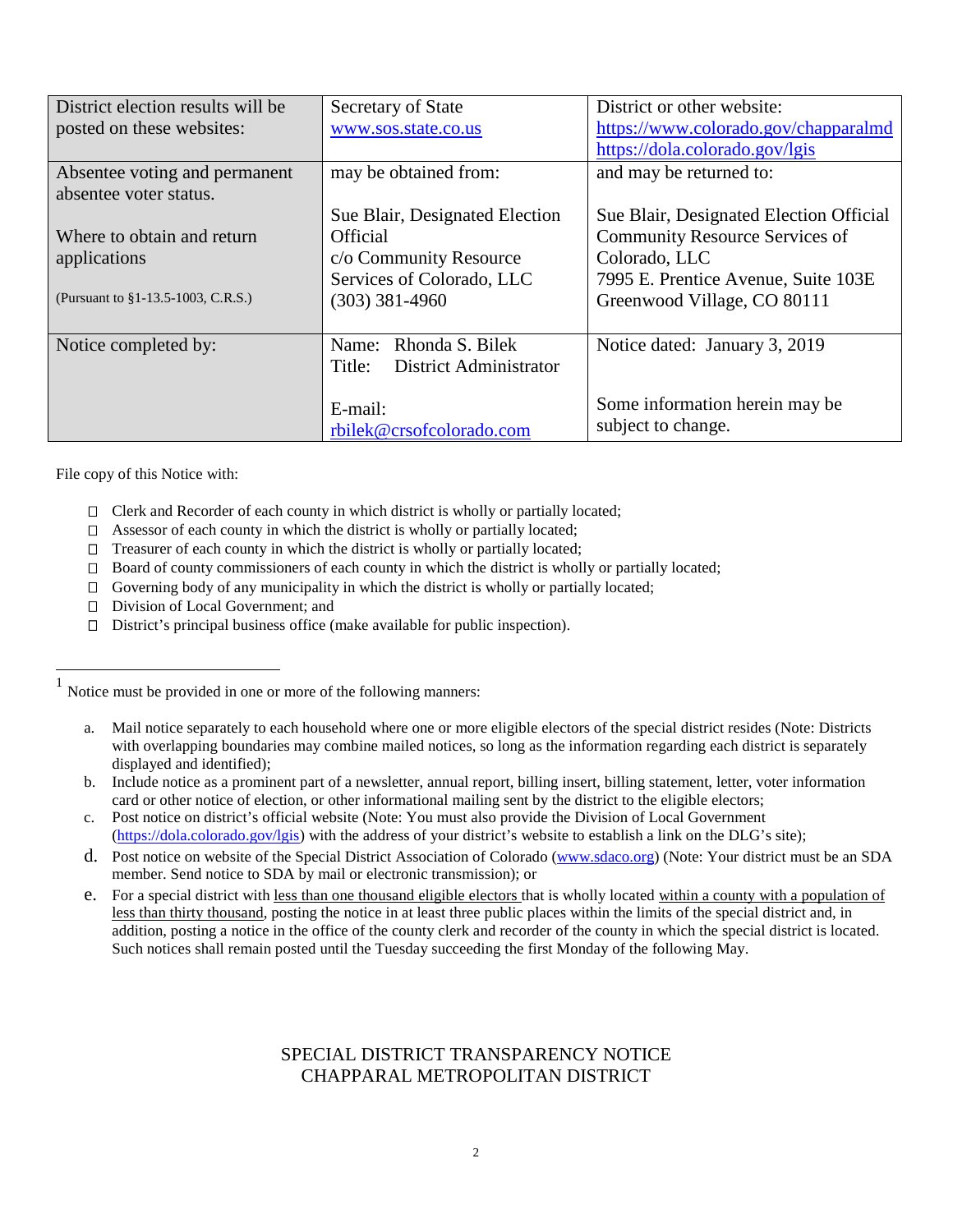| | | |
|---|---|---|
| District election results will be posted on these websites: | Secretary of State<br>www.sos.state.co.us | District or other website:<br>https://www.colorado.gov/chapparalmd<br>https://dola.colorado.gov/lgis |
| Absentee voting and permanent absentee voter status.<br><br>Where to obtain and return applications<br><br>(Pursuant to §1-13.5-1003, C.R.S.) | may be obtained from:<br><br>Sue Blair, Designated Election Official<br>c/o Community Resource Services of Colorado, LLC<br>(303) 381-4960 | and may be returned to:<br><br>Sue Blair, Designated Election Official<br>Community Resource Services of Colorado, LLC<br>7995 E. Prentice Avenue, Suite 103E<br>Greenwood Village, CO 80111 |
| Notice completed by: | Name: Rhonda S. Bilek<br>Title: District Administrator<br><br>E-mail:<br>rbilek@crsofcolorado.com | Notice dated: January 3, 2019<br><br>Some information herein may be subject to change. |

File copy of this Notice with:

- ☐ Clerk and Recorder of each county in which district is wholly or partially located;
- ☐ Assessor of each county in which the district is wholly or partially located;
- ☐ Treasurer of each county in which the district is wholly or partially located;
- ☐ Board of county commissioners of each county in which the district is wholly or partially located;
- ☐ Governing body of any municipality in which the district is wholly or partially located;
- ☐ Division of Local Government; and
- ☐ District's principal business office (make available for public inspection).

---

[1] Notice must be provided in one or more of the following manners:

a. Mail notice separately to each household where one or more eligible electors of the special district resides (Note: Districts with overlapping boundaries may combine mailed notices, so long as the information regarding each district is separately displayed and identified);

b. Include notice as a prominent part of a newsletter, annual report, billing insert, billing statement, letter, voter information card or other notice of election, or other informational mailing sent by the district to the eligible electors;

c. Post notice on district's official website (Note: You must also provide the Division of Local Government (https://dola.colorado.gov/lgis) with the address of your district's website to establish a link on the DLG's site);

d. Post notice on website of the Special District Association of Colorado (www.sdaco.org) (Note: Your district must be an SDA member. Send notice to SDA by mail or electronic transmission); or

e. For a special district with <u>less than one thousand eligible electors</u> that is wholly located <u>within a county with a population of less than thirty thousand</u>, posting the notice in at least three public places within the limits of the special district and, in addition, posting a notice in the office of the county clerk and recorder of the county in which the special district is located. Such notices shall remain posted until the Tuesday succeeding the first Monday of the following May.

SPECIAL DISTRICT TRANSPARENCY NOTICE
CHAPPARAL METROPOLITAN DISTRICT